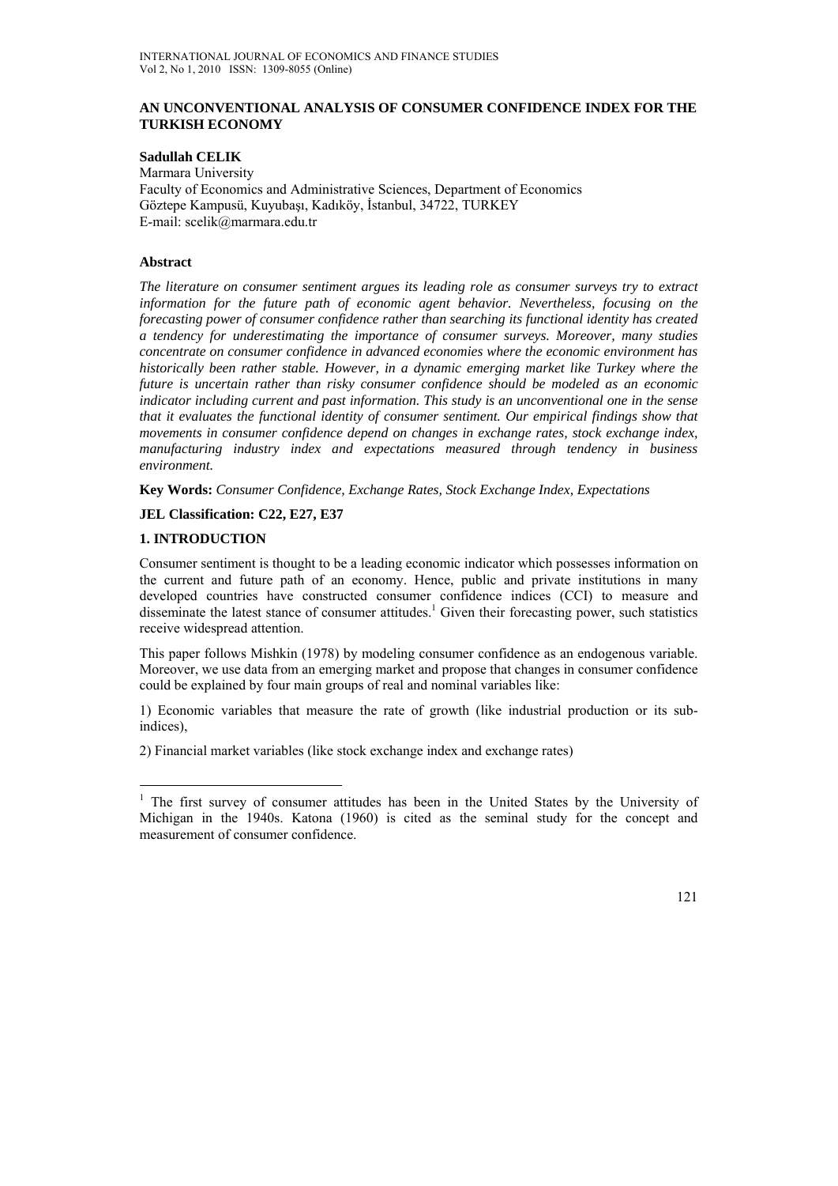# AN UNCONVENTIONAL ANALYSIS OF CONSUMER CONFIDENCE INDEX FOR THE TURKISH ECONOMY

**Sadullah CELIK**
Marmara University
Faculty of Economics and Administrative Sciences, Department of Economics
Göztepe Kampusü, Kuyubaşı, Kadıköy, İstanbul, 34722, TURKEY
E-mail: scelik@marmara.edu.tr

### Abstract

*The literature on consumer sentiment argues its leading role as consumer surveys try to extract information for the future path of economic agent behavior. Nevertheless, focusing on the forecasting power of consumer confidence rather than searching its functional identity has created a tendency for underestimating the importance of consumer surveys. Moreover, many studies concentrate on consumer confidence in advanced economies where the economic environment has historically been rather stable. However, in a dynamic emerging market like Turkey where the future is uncertain rather than risky consumer confidence should be modeled as an economic indicator including current and past information. This study is an unconventional one in the sense that it evaluates the functional identity of consumer sentiment. Our empirical findings show that movements in consumer confidence depend on changes in exchange rates, stock exchange index, manufacturing industry index and expectations measured through tendency in business environment.*

**Key Words:** *Consumer Confidence, Exchange Rates, Stock Exchange Index, Expectations*

**JEL Classification: C22, E27, E37**

## 1. INTRODUCTION

Consumer sentiment is thought to be a leading economic indicator which possesses information on the current and future path of an economy. Hence, public and private institutions in many developed countries have constructed consumer confidence indices (CCI) to measure and disseminate the latest stance of consumer attitudes.[1] Given their forecasting power, such statistics receive widespread attention.

This paper follows Mishkin (1978) by modeling consumer confidence as an endogenous variable. Moreover, we use data from an emerging market and propose that changes in consumer confidence could be explained by four main groups of real and nominal variables like:

1) Economic variables that measure the rate of growth (like industrial production or its sub-indices),

2) Financial market variables (like stock exchange index and exchange rates)

[1] The first survey of consumer attitudes has been in the United States by the University of Michigan in the 1940s. Katona (1960) is cited as the seminal study for the concept and measurement of consumer confidence.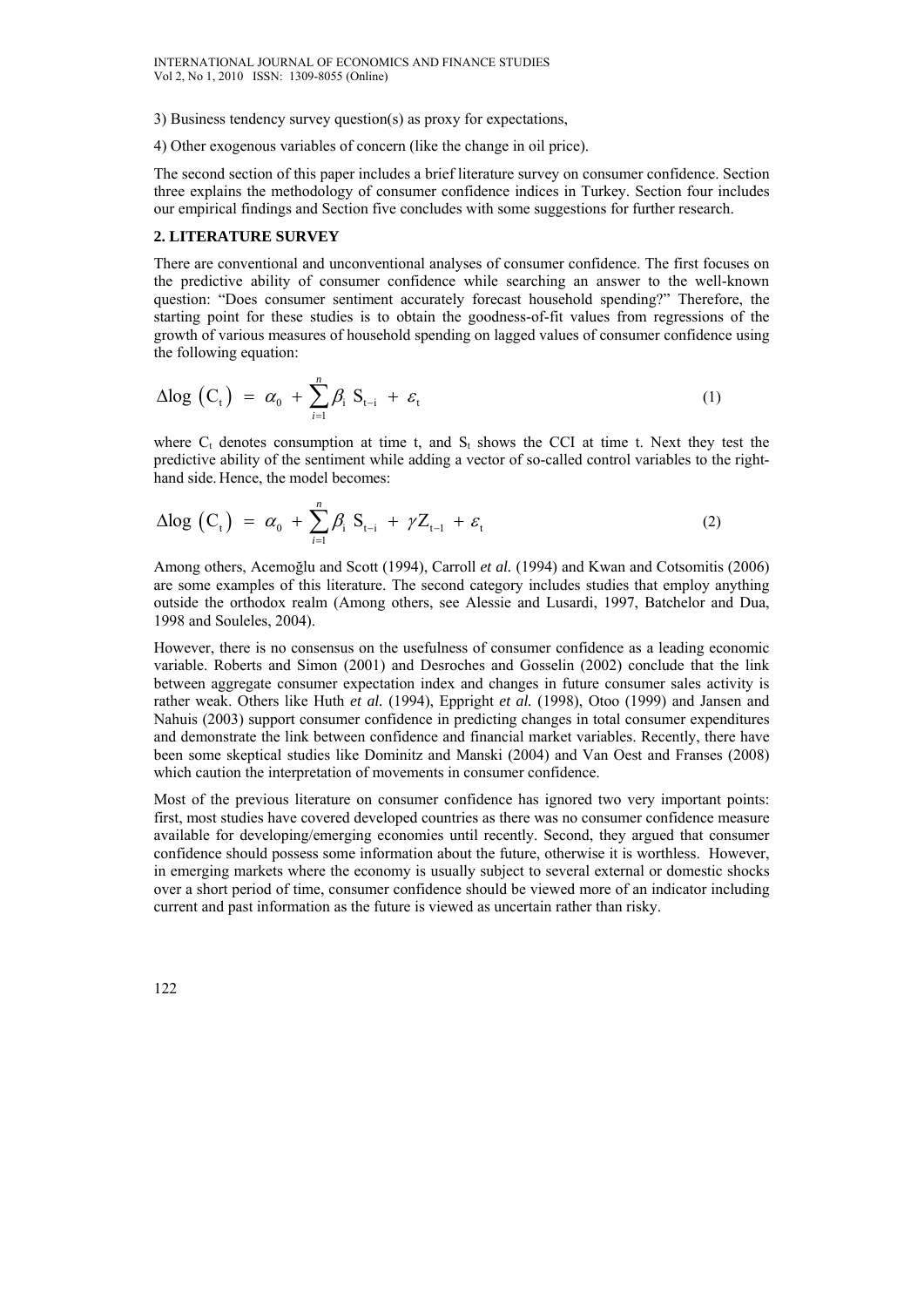3) Business tendency survey question(s) as proxy for expectations,

4) Other exogenous variables of concern (like the change in oil price).

The second section of this paper includes a brief literature survey on consumer confidence. Section three explains the methodology of consumer confidence indices in Turkey. Section four includes our empirical findings and Section five concludes with some suggestions for further research.

## 2. LITERATURE SURVEY

There are conventional and unconventional analyses of consumer confidence. The first focuses on the predictive ability of consumer confidence while searching an answer to the well-known question: "Does consumer sentiment accurately forecast household spending?" Therefore, the starting point for these studies is to obtain the goodness-of-fit values from regressions of the growth of various measures of household spending on lagged values of consumer confidence using the following equation:

$$\Delta\log\left(C_t\right) = \alpha_0 + \sum_{i=1}^{n}\beta_i\, S_{t-i} + \varepsilon_t \tag{1}$$

where $C_t$ denotes consumption at time t, and $S_t$ shows the CCI at time t. Next they test the predictive ability of the sentiment while adding a vector of so-called control variables to the right-hand side. Hence, the model becomes:

$$\Delta\log\left(C_t\right) = \alpha_0 + \sum_{i=1}^{n}\beta_i\, S_{t-i} + \gamma Z_{t-1} + \varepsilon_t \tag{2}$$

Among others, Acemoğlu and Scott (1994), Carroll *et al.* (1994) and Kwan and Cotsomitis (2006) are some examples of this literature. The second category includes studies that employ anything outside the orthodox realm (Among others, see Alessie and Lusardi, 1997, Batchelor and Dua, 1998 and Souleles, 2004).

However, there is no consensus on the usefulness of consumer confidence as a leading economic variable. Roberts and Simon (2001) and Desroches and Gosselin (2002) conclude that the link between aggregate consumer expectation index and changes in future consumer sales activity is rather weak. Others like Huth *et al.* (1994), Eppright *et al.* (1998), Otoo (1999) and Jansen and Nahuis (2003) support consumer confidence in predicting changes in total consumer expenditures and demonstrate the link between confidence and financial market variables. Recently, there have been some skeptical studies like Dominitz and Manski (2004) and Van Oest and Franses (2008) which caution the interpretation of movements in consumer confidence.

Most of the previous literature on consumer confidence has ignored two very important points: first, most studies have covered developed countries as there was no consumer confidence measure available for developing/emerging economies until recently. Second, they argued that consumer confidence should possess some information about the future, otherwise it is worthless. However, in emerging markets where the economy is usually subject to several external or domestic shocks over a short period of time, consumer confidence should be viewed more of an indicator including current and past information as the future is viewed as uncertain rather than risky.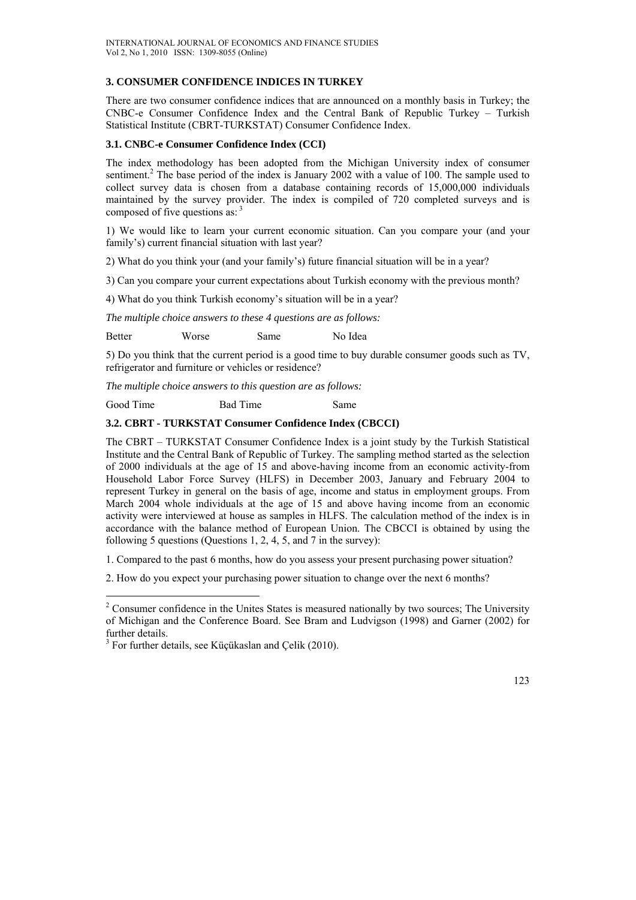## 3. CONSUMER CONFIDENCE INDICES IN TURKEY

There are two consumer confidence indices that are announced on a monthly basis in Turkey; the CNBC-e Consumer Confidence Index and the Central Bank of Republic Turkey – Turkish Statistical Institute (CBRT-TURKSTAT) Consumer Confidence Index.

### 3.1. CNBC-e Consumer Confidence Index (CCI)

The index methodology has been adopted from the Michigan University index of consumer sentiment.[2] The base period of the index is January 2002 with a value of 100. The sample used to collect survey data is chosen from a database containing records of 15,000,000 individuals maintained by the survey provider. The index is compiled of 720 completed surveys and is composed of five questions as:[3]

1) We would like to learn your current economic situation. Can you compare your (and your family's) current financial situation with last year?

2) What do you think your (and your family's) future financial situation will be in a year?

3) Can you compare your current expectations about Turkish economy with the previous month?

4) What do you think Turkish economy's situation will be in a year?

*The multiple choice answers to these 4 questions are as follows:*

Better Worse Same No Idea

5) Do you think that the current period is a good time to buy durable consumer goods such as TV, refrigerator and furniture or vehicles or residence?

*The multiple choice answers to this question are as follows:*

Good Time Bad Time Same

### 3.2. CBRT - TURKSTAT Consumer Confidence Index (CBCCI)

The CBRT – TURKSTAT Consumer Confidence Index is a joint study by the Turkish Statistical Institute and the Central Bank of Republic of Turkey. The sampling method started as the selection of 2000 individuals at the age of 15 and above-having income from an economic activity-from Household Labor Force Survey (HLFS) in December 2003, January and February 2004 to represent Turkey in general on the basis of age, income and status in employment groups. From March 2004 whole individuals at the age of 15 and above having income from an economic activity were interviewed at house as samples in HLFS. The calculation method of the index is in accordance with the balance method of European Union. The CBCCI is obtained by using the following 5 questions (Questions 1, 2, 4, 5, and 7 in the survey):

1. Compared to the past 6 months, how do you assess your present purchasing power situation?

2. How do you expect your purchasing power situation to change over the next 6 months?

---

[2] Consumer confidence in the Unites States is measured nationally by two sources; The University of Michigan and the Conference Board. See Bram and Ludvigson (1998) and Garner (2002) for further details.

[3] For further details, see Küçükaslan and Çelik (2010).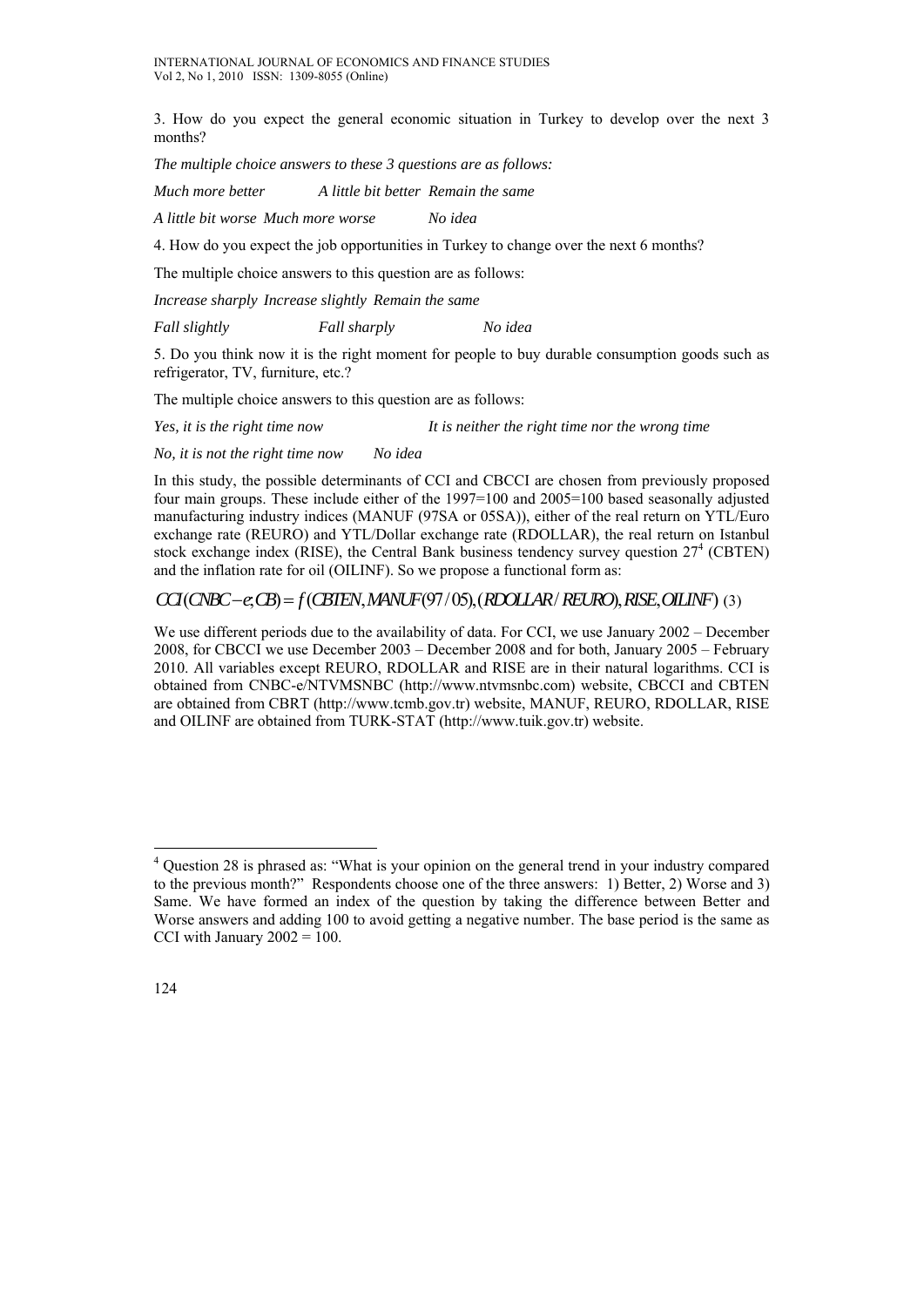3. How do you expect the general economic situation in Turkey to develop over the next 3 months?

*The multiple choice answers to these 3 questions are as follows:*

*Much more better* *A little bit better* *Remain the same*

*A little bit worse* *Much more worse* *No idea*

4. How do you expect the job opportunities in Turkey to change over the next 6 months?

The multiple choice answers to this question are as follows:

*Increase sharply* *Increase slightly* *Remain the same*

*Fall slightly* *Fall sharply* *No idea*

5. Do you think now it is the right moment for people to buy durable consumption goods such as refrigerator, TV, furniture, etc.?

The multiple choice answers to this question are as follows:

*Yes, it is the right time now* *It is neither the right time nor the wrong time*

*No, it is not the right time now* *No idea*

In this study, the possible determinants of CCI and CBCCI are chosen from previously proposed four main groups. These include either of the 1997=100 and 2005=100 based seasonally adjusted manufacturing industry indices (MANUF (97SA or 05SA)), either of the real return on YTL/Euro exchange rate (REURO) and YTL/Dollar exchange rate (RDOLLAR), the real return on Istanbul stock exchange index (RISE), the Central Bank business tendency survey question 27[4] (CBTEN) and the inflation rate for oil (OILINF). So we propose a functional form as:

$$CCI(CNBC-e;CB) = f(CBTEN, MANUF(97/05), (RDOLLAR/REURO), RISE, OILINF) \quad (3)$$

We use different periods due to the availability of data. For CCI, we use January 2002 – December 2008, for CBCCI we use December 2003 – December 2008 and for both, January 2005 – February 2010. All variables except REURO, RDOLLAR and RISE are in their natural logarithms. CCI is obtained from CNBC-e/NTVMSNBC (http://www.ntvmsnbc.com) website, CBCCI and CBTEN are obtained from CBRT (http://www.tcmb.gov.tr) website, MANUF, REURO, RDOLLAR, RISE and OILINF are obtained from TURK-STAT (http://www.tuik.gov.tr) website.

---

[4] Question 28 is phrased as: "What is your opinion on the general trend in your industry compared to the previous month?" Respondents choose one of the three answers: 1) Better, 2) Worse and 3) Same. We have formed an index of the question by taking the difference between Better and Worse answers and adding 100 to avoid getting a negative number. The base period is the same as CCI with January 2002 = 100.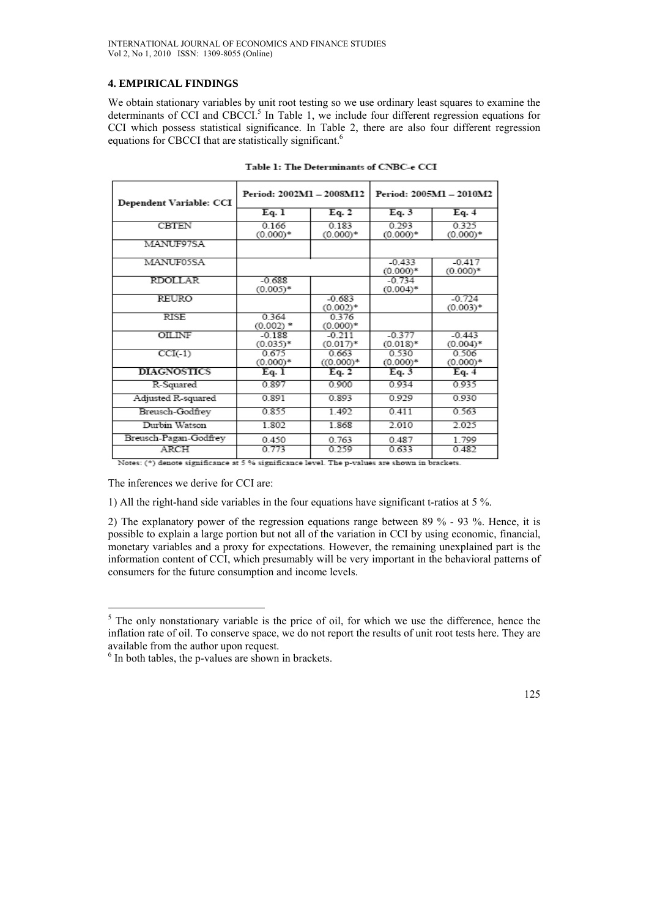## 4. EMPIRICAL FINDINGS

We obtain stationary variables by unit root testing so we use ordinary least squares to examine the determinants of CCI and CBCCI.[5] In Table 1, we include four different regression equations for CCI which possess statistical significance. In Table 2, there are also four different regression equations for CBCCI that are statistically significant.[6]

**Table 1: The Determinants of CNBC-e CCI**

| Dependent Variable: CCI | Period: 2002M1 – 2008M12 | | Period: 2005M1 – 2010M2 | |
|---|---|---|---|---|
| | Eq. 1 | Eq. 2 | Eq. 3 | Eq. 4 |
| CBTEN | 0.166 (0.000)* | 0.183 (0.000)* | 0.293 (0.000)* | 0.325 (0.000)* |
| MANUF97SA | | | | |
| MANUF05SA | | | -0.433 (0.000)* | -0.417 (0.000)* |
| RDOLLAR | -0.688 (0.005)* | | -0.734 (0.004)* | |
| REURO | | -0.683 (0.002)* | | -0.724 (0.003)* |
| RISE | 0.364 (0.002) * | 0.376 (0.000)* | | |
| OILINF | -0.188 (0.035)* | -0.211 (0.017)* | -0.377 (0.018)* | -0.443 (0.004)* |
| CCI(-1) | 0.675 (0.000)* | 0.663 ((0.000)* | 0.530 (0.000)* | 0.506 (0.000)* |
| **DIAGNOSTICS** | **Eq. 1** | **Eq. 2** | **Eq. 3** | **Eq. 4** |
| R-Squared | 0.897 | 0.900 | 0.934 | 0.935 |
| Adjusted R-squared | 0.891 | 0.893 | 0.929 | 0.930 |
| Breusch-Godfrey | 0.855 | 1.492 | 0.411 | 0.563 |
| Durbin Watson | 1.802 | 1.868 | 2.010 | 2.025 |
| Breusch-Pagan-Godfrey | 0.450 | 0.763 | 0.487 | 1.799 |
| ARCH | 0.773 | 0.259 | 0.633 | 0.482 |

Notes: (*) denote significance at 5 % significance level. The p-values are shown in brackets.

The inferences we derive for CCI are:

1) All the right-hand side variables in the four equations have significant t-ratios at 5 %.

2) The explanatory power of the regression equations range between 89 % - 93 %. Hence, it is possible to explain a large portion but not all of the variation in CCI by using economic, financial, monetary variables and a proxy for expectations. However, the remaining unexplained part is the information content of CCI, which presumably will be very important in the behavioral patterns of consumers for the future consumption and income levels.

---

[5] The only nonstationary variable is the price of oil, for which we use the difference, hence the inflation rate of oil. To conserve space, we do not report the results of unit root tests here. They are available from the author upon request.

[6] In both tables, the p-values are shown in brackets.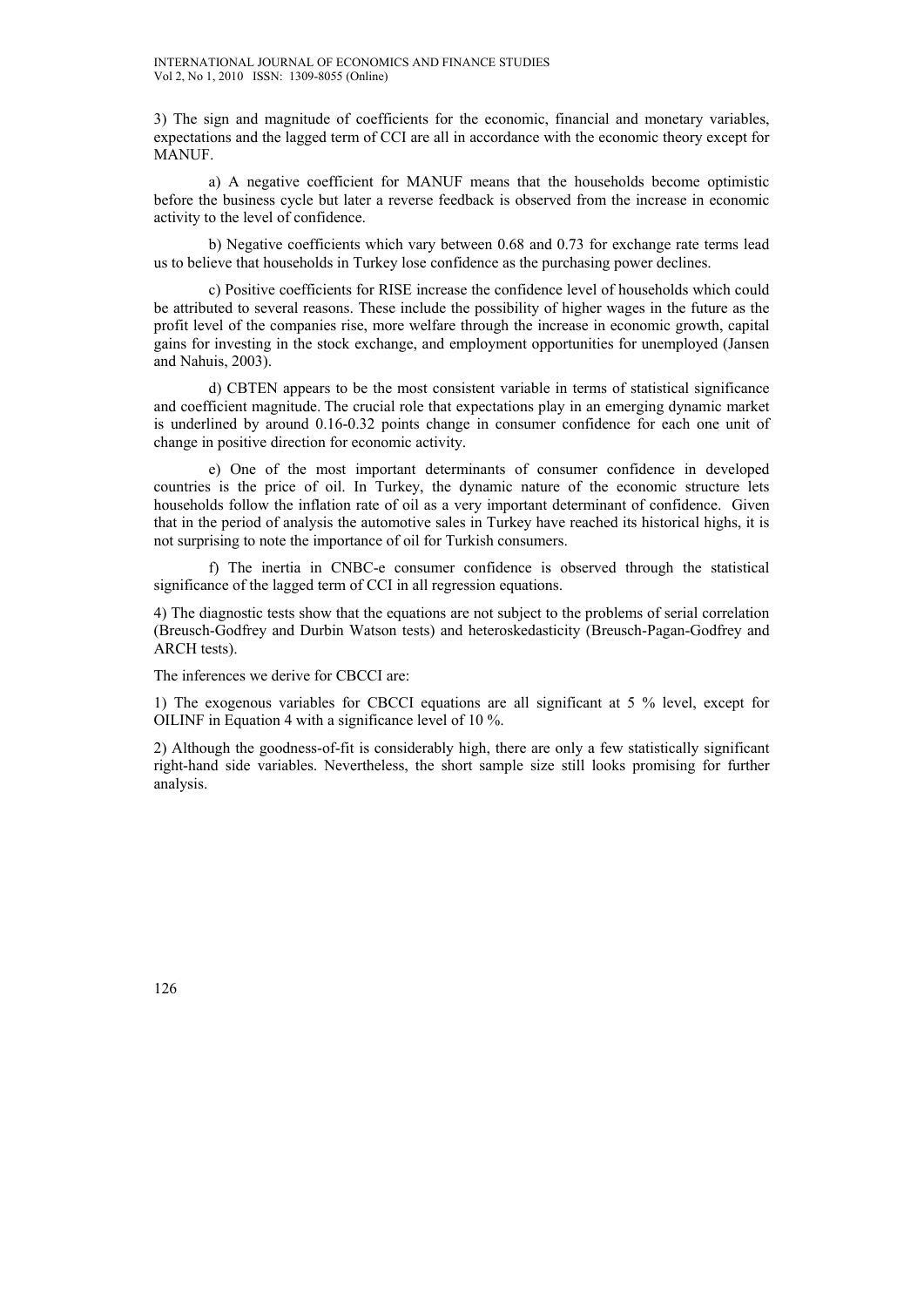3) The sign and magnitude of coefficients for the economic, financial and monetary variables, expectations and the lagged term of CCI are all in accordance with the economic theory except for MANUF.

a) A negative coefficient for MANUF means that the households become optimistic before the business cycle but later a reverse feedback is observed from the increase in economic activity to the level of confidence.

b) Negative coefficients which vary between 0.68 and 0.73 for exchange rate terms lead us to believe that households in Turkey lose confidence as the purchasing power declines.

c) Positive coefficients for RISE increase the confidence level of households which could be attributed to several reasons. These include the possibility of higher wages in the future as the profit level of the companies rise, more welfare through the increase in economic growth, capital gains for investing in the stock exchange, and employment opportunities for unemployed (Jansen and Nahuis, 2003).

d) CBTEN appears to be the most consistent variable in terms of statistical significance and coefficient magnitude. The crucial role that expectations play in an emerging dynamic market is underlined by around 0.16-0.32 points change in consumer confidence for each one unit of change in positive direction for economic activity.

e) One of the most important determinants of consumer confidence in developed countries is the price of oil. In Turkey, the dynamic nature of the economic structure lets households follow the inflation rate of oil as a very important determinant of confidence. Given that in the period of analysis the automotive sales in Turkey have reached its historical highs, it is not surprising to note the importance of oil for Turkish consumers.

f) The inertia in CNBC-e consumer confidence is observed through the statistical significance of the lagged term of CCI in all regression equations.

4) The diagnostic tests show that the equations are not subject to the problems of serial correlation (Breusch-Godfrey and Durbin Watson tests) and heteroskedasticity (Breusch-Pagan-Godfrey and ARCH tests).

The inferences we derive for CBCCI are:

1) The exogenous variables for CBCCI equations are all significant at 5 % level, except for OILINF in Equation 4 with a significance level of 10 %.

2) Although the goodness-of-fit is considerably high, there are only a few statistically significant right-hand side variables. Nevertheless, the short sample size still looks promising for further analysis.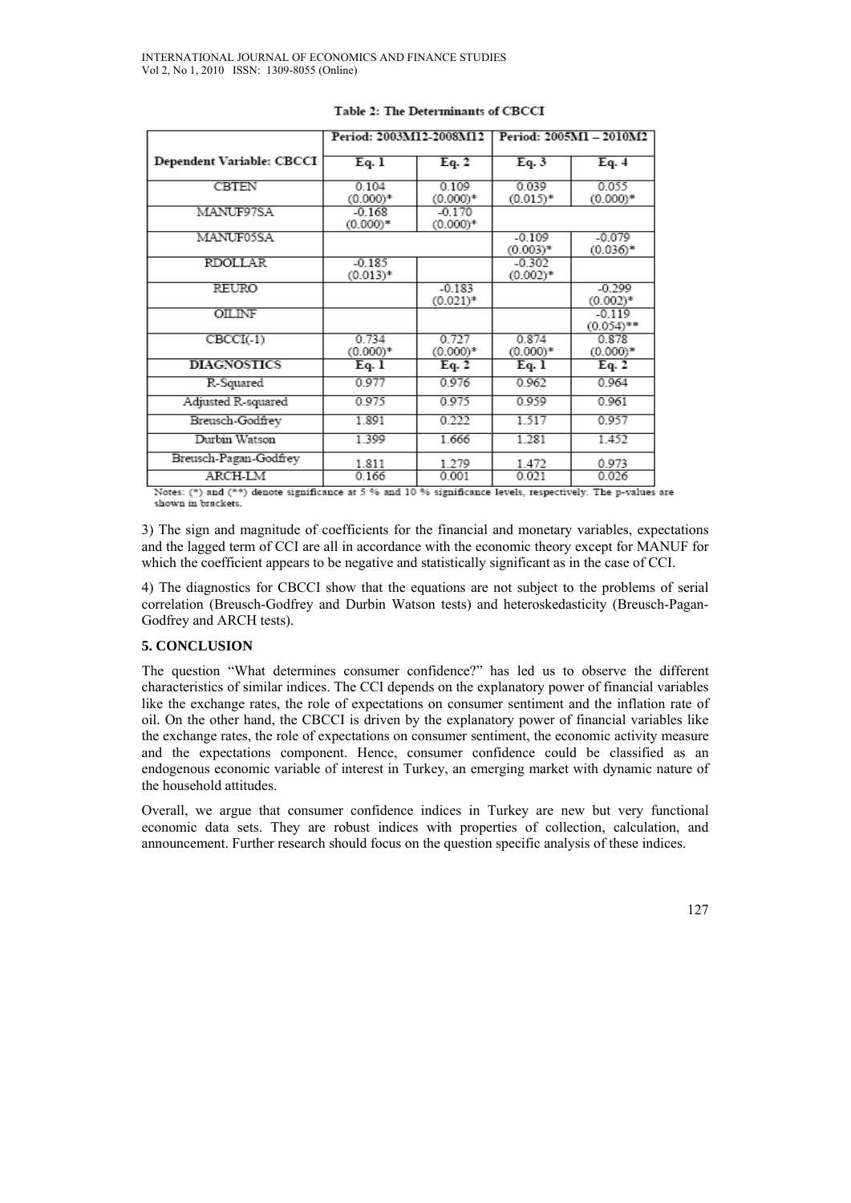Table 2: The Determinants of CBCCI

| Dependent Variable: CBCCI | Period: 2003M12-2008M12 | | Period: 2005M1 – 2010M2 | |
|---|---|---|---|---|
| | Eq. 1 | Eq. 2 | Eq. 3 | Eq. 4 |
| CBTEN | 0.104 (0.000)* | 0.109 (0.000)* | 0.039 (0.015)* | 0.055 (0.000)* |
| MANUF97SA | -0.168 (0.000)* | -0.170 (0.000)* | | |
| MANUF05SA | | | -0.109 (0.003)* | -0.079 (0.036)* |
| RDOLLAR | -0.185 (0.013)* | | -0.302 (0.002)* | |
| REURO | | -0.183 (0.021)* | | -0.299 (0.002)* |
| OILINF | | | | -0.119 (0.054)** |
| CBCCI(-1) | 0.734 (0.000)* | 0.727 (0.000)* | 0.874 (0.000)* | 0.878 (0.000)* |
| **DIAGNOSTICS** | **Eq. 1** | **Eq. 2** | **Eq. 1** | **Eq. 2** |
| R-Squared | 0.977 | 0.976 | 0.962 | 0.964 |
| Adjusted R-squared | 0.975 | 0.975 | 0.959 | 0.961 |
| Breusch-Godfrey | 1.891 | 0.222 | 1.517 | 0.957 |
| Durbin Watson | 1.399 | 1.666 | 1.281 | 1.452 |
| Breusch-Pagan-Godfrey | 1.811 | 1.279 | 1.472 | 0.973 |
| ARCH-LM | 0.166 | 0.001 | 0.021 | 0.026 |

Notes: (*) and (**) denote significance at 5 % and 10 % significance levels, respectively. The p-values are shown in brackets.

3) The sign and magnitude of coefficients for the financial and monetary variables, expectations and the lagged term of CCI are all in accordance with the economic theory except for MANUF for which the coefficient appears to be negative and statistically significant as in the case of CCI.

4) The diagnostics for CBCCI show that the equations are not subject to the problems of serial correlation (Breusch-Godfrey and Durbin Watson tests) and heteroskedasticity (Breusch-Pagan-Godfrey and ARCH tests).

## 5. CONCLUSION

The question "What determines consumer confidence?" has led us to observe the different characteristics of similar indices. The CCI depends on the explanatory power of financial variables like the exchange rates, the role of expectations on consumer sentiment and the inflation rate of oil. On the other hand, the CBCCI is driven by the explanatory power of financial variables like the exchange rates, the role of expectations on consumer sentiment, the economic activity measure and the expectations component. Hence, consumer confidence could be classified as an endogenous economic variable of interest in Turkey, an emerging market with dynamic nature of the household attitudes.

Overall, we argue that consumer confidence indices in Turkey are new but very functional economic data sets. They are robust indices with properties of collection, calculation, and announcement. Further research should focus on the question specific analysis of these indices.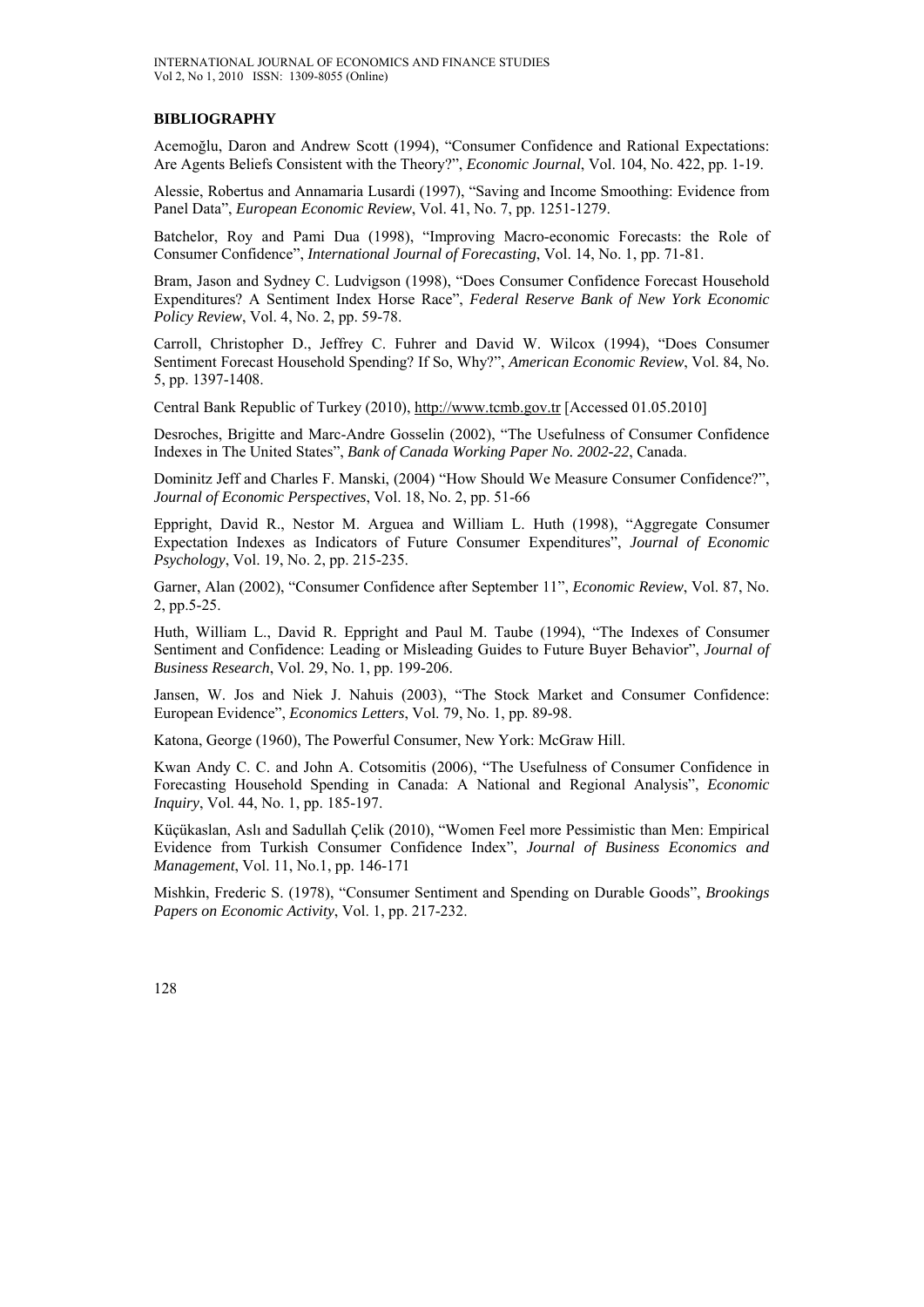## BIBLIOGRAPHY

Acemoğlu, Daron and Andrew Scott (1994), "Consumer Confidence and Rational Expectations: Are Agents Beliefs Consistent with the Theory?", *Economic Journal*, Vol. 104, No. 422, pp. 1-19.

Alessie, Robertus and Annamaria Lusardi (1997), "Saving and Income Smoothing: Evidence from Panel Data", *European Economic Review*, Vol. 41, No. 7, pp. 1251-1279.

Batchelor, Roy and Pami Dua (1998), "Improving Macro-economic Forecasts: the Role of Consumer Confidence", *International Journal of Forecasting*, Vol. 14, No. 1, pp. 71-81.

Bram, Jason and Sydney C. Ludvigson (1998), "Does Consumer Confidence Forecast Household Expenditures? A Sentiment Index Horse Race", *Federal Reserve Bank of New York Economic Policy Review*, Vol. 4, No. 2, pp. 59-78.

Carroll, Christopher D., Jeffrey C. Fuhrer and David W. Wilcox (1994), "Does Consumer Sentiment Forecast Household Spending? If So, Why?", *American Economic Review*, Vol. 84, No. 5, pp. 1397-1408.

Central Bank Republic of Turkey (2010), http://www.tcmb.gov.tr [Accessed 01.05.2010]

Desroches, Brigitte and Marc-Andre Gosselin (2002), "The Usefulness of Consumer Confidence Indexes in The United States", *Bank of Canada Working Paper No. 2002-22*, Canada.

Dominitz Jeff and Charles F. Manski, (2004) "How Should We Measure Consumer Confidence?", *Journal of Economic Perspectives*, Vol. 18, No. 2, pp. 51-66

Eppright, David R., Nestor M. Arguea and William L. Huth (1998), "Aggregate Consumer Expectation Indexes as Indicators of Future Consumer Expenditures", *Journal of Economic Psychology*, Vol. 19, No. 2, pp. 215-235.

Garner, Alan (2002), "Consumer Confidence after September 11", *Economic Review*, Vol. 87, No. 2, pp.5-25.

Huth, William L., David R. Eppright and Paul M. Taube (1994), "The Indexes of Consumer Sentiment and Confidence: Leading or Misleading Guides to Future Buyer Behavior", *Journal of Business Research*, Vol. 29, No. 1, pp. 199-206.

Jansen, W. Jos and Niek J. Nahuis (2003), "The Stock Market and Consumer Confidence: European Evidence", *Economics Letters*, Vol. 79, No. 1, pp. 89-98.

Katona, George (1960), The Powerful Consumer, New York: McGraw Hill.

Kwan Andy C. C. and John A. Cotsomitis (2006), "The Usefulness of Consumer Confidence in Forecasting Household Spending in Canada: A National and Regional Analysis", *Economic Inquiry*, Vol. 44, No. 1, pp. 185-197.

Küçükaslan, Aslı and Sadullah Çelik (2010), "Women Feel more Pessimistic than Men: Empirical Evidence from Turkish Consumer Confidence Index", *Journal of Business Economics and Management*, Vol. 11, No.1, pp. 146-171

Mishkin, Frederic S. (1978), "Consumer Sentiment and Spending on Durable Goods", *Brookings Papers on Economic Activity*, Vol. 1, pp. 217-232.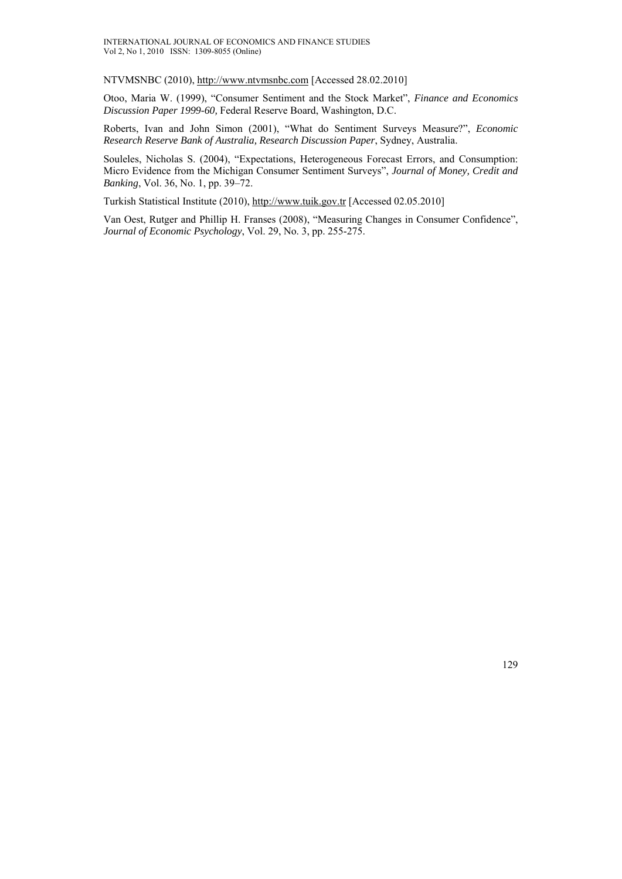NTVMSNBC (2010), http://www.ntvmsnbc.com [Accessed 28.02.2010]

Otoo, Maria W. (1999), "Consumer Sentiment and the Stock Market", *Finance and Economics Discussion Paper 1999-60,* Federal Reserve Board, Washington, D.C.

Roberts, Ivan and John Simon (2001), "What do Sentiment Surveys Measure?", *Economic Research Reserve Bank of Australia, Research Discussion Paper*, Sydney, Australia.

Souleles, Nicholas S. (2004), "Expectations, Heterogeneous Forecast Errors, and Consumption: Micro Evidence from the Michigan Consumer Sentiment Surveys", *Journal of Money, Credit and Banking*, Vol. 36, No. 1, pp. 39–72.

Turkish Statistical Institute (2010), http://www.tuik.gov.tr [Accessed 02.05.2010]

Van Oest, Rutger and Phillip H. Franses (2008), "Measuring Changes in Consumer Confidence", *Journal of Economic Psychology*, Vol. 29, No. 3, pp. 255-275.